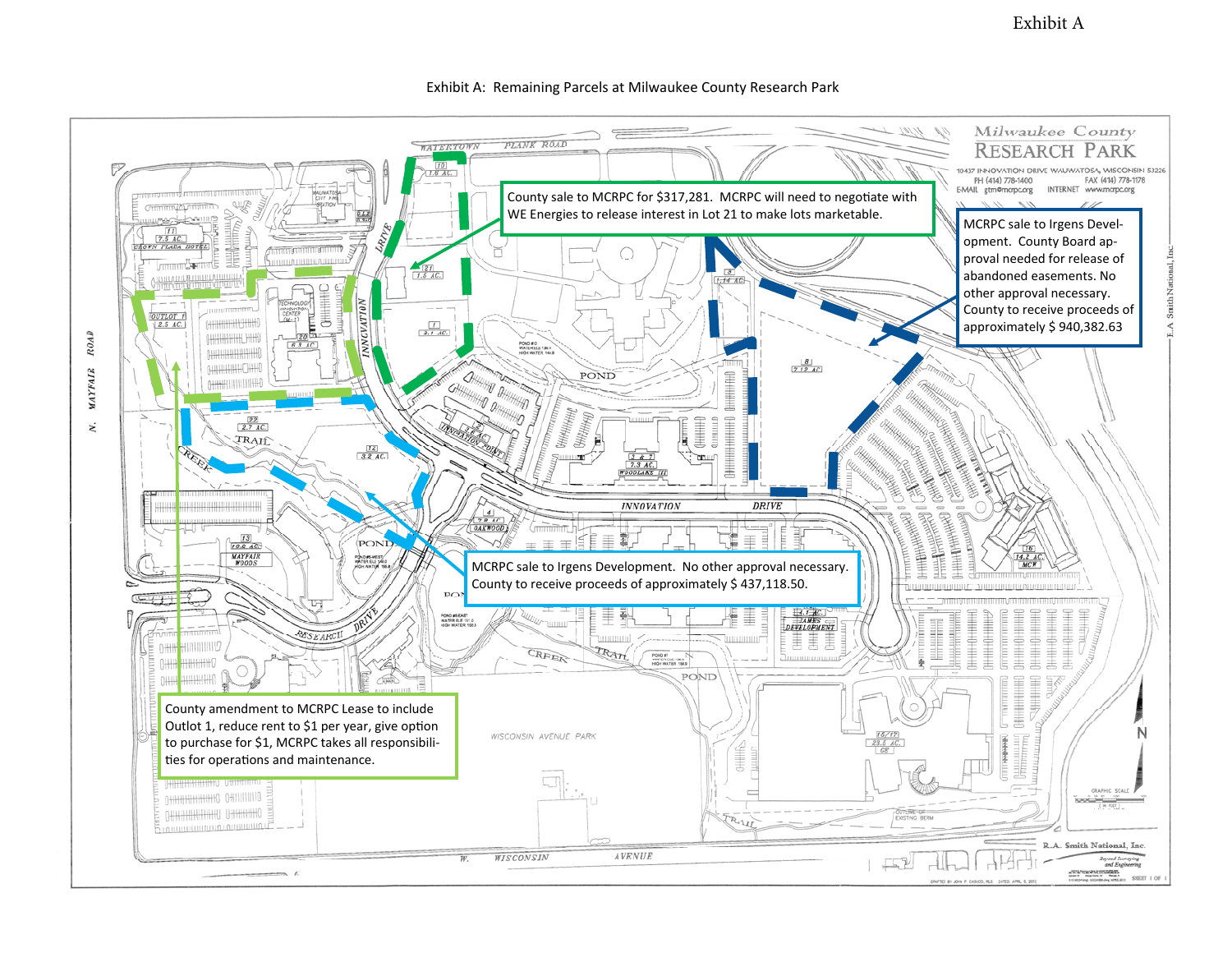Exhibit A

Exhibit A: Remaining Parcels at Milwaukee County Research Park

County sale to MCRPC for $317,281. MCRPC will need to negotiate with WE Energies to release interest in Lot 21 to make lots marketable.

MCRPC sale to Irgens Development. County Board approval needed for release of abandoned easements. No other approval necessary. County to receive proceeds of approximately $ 940,382.63

MCRPC sale to Irgens Development. No other approval necessary. County to receive proceeds of approximately $ 437,118.50.

County amendment to MCRPC Lease to include Outlot 1, reduce rent to $1 per year, give option to purchase for $1, MCRPC takes all responsibilities for operations and maintenance.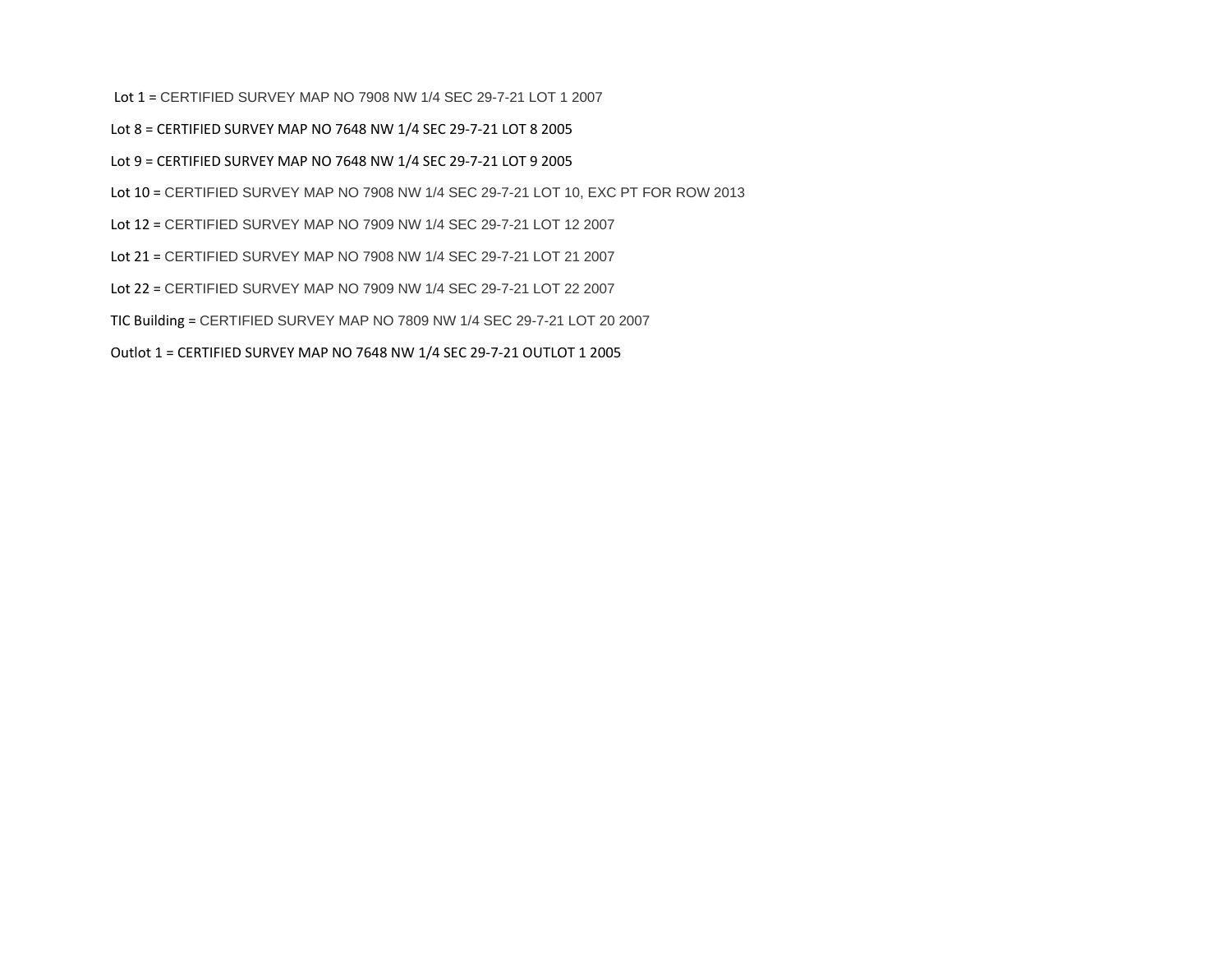Lot 1 = CERTIFIED SURVEY MAP NO 7908 NW 1/4 SEC 29-7-21 LOT 1 2007

Lot 8 = CERTIFIED SURVEY MAP NO 7648 NW 1/4 SEC 29-7-21 LOT 8 2005

Lot 9 = CERTIFIED SURVEY MAP NO 7648 NW 1/4 SEC 29-7-21 LOT 9 2005

Lot 10 = CERTIFIED SURVEY MAP NO 7908 NW 1/4 SEC 29-7-21 LOT 10, EXC PT FOR ROW 2013

Lot 12 = CERTIFIED SURVEY MAP NO 7909 NW 1/4 SEC 29-7-21 LOT 12 2007

Lot 21 = CERTIFIED SURVEY MAP NO 7908 NW 1/4 SEC 29-7-21 LOT 21 2007

Lot 22 = CERTIFIED SURVEY MAP NO 7909 NW 1/4 SEC 29-7-21 LOT 22 2007

TIC Building = CERTIFIED SURVEY MAP NO 7809 NW 1/4 SEC 29-7-21 LOT 20 2007

Outlot 1 = CERTIFIED SURVEY MAP NO 7648 NW 1/4 SEC 29-7-21 OUTLOT 1 2005